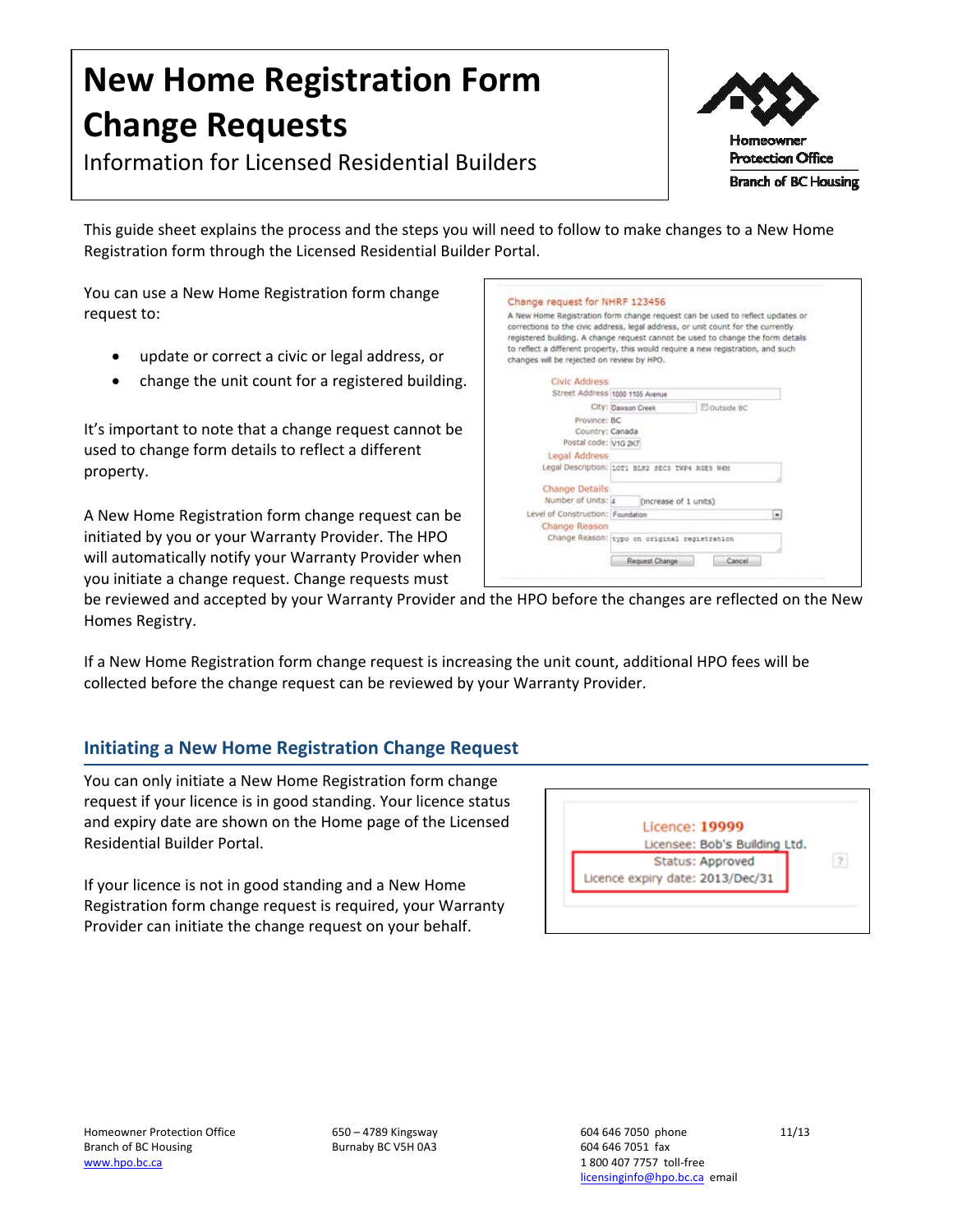# New Home Registration Form Change Requests

Information for Licensed Residential Builders

This guide sheet explains the process and the steps you will need to follow to make changes to a New Home Registration form through the Licensed Residential Builder Portal.

You can use a New Home Registration form change request to:

- update or correct a civic or legal address, or
- change the unit count for a registered building.

It's important to note that a change request cannot be used to change form details to reflect a different property.

A New Home Registration form change request can be initiated by you or your Warranty Provider. The HPO will automatically notify your Warranty Provider when you initiate a change request. Change requests must be reviewed and accepted by your Warranty Provider and the HPO before the changes are reflected on the New Homes Registry.

If a New Home Registration form change request is increasing the unit count, additional HPO fees will be collected before the change request can be reviewed by your Warranty Provider.

## Initiating a New Home Registration Change Request

You can only initiate a New Home Registration form change request if your licence is in good standing. Your licence status and expiry date are shown on the Home page of the Licensed Residential Builder Portal.

If your licence is not in good standing and a New Home Registration form change request is required, your Warranty Provider can initiate the change request on your behalf.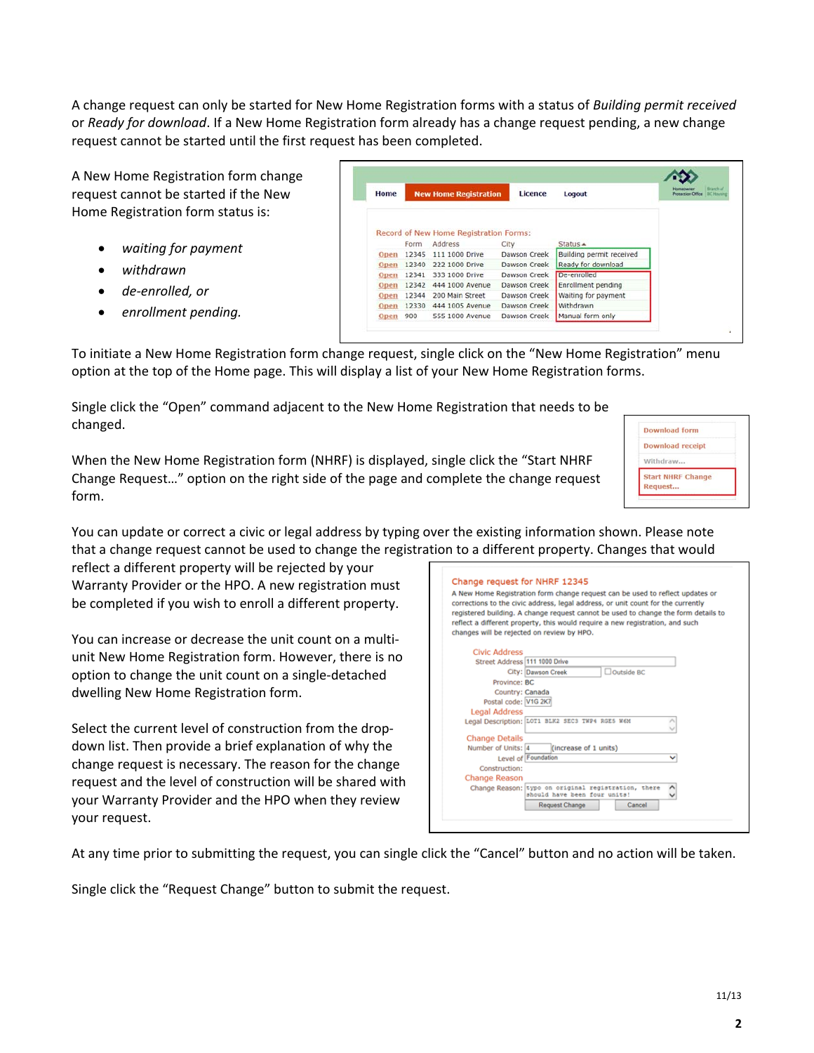A change request can only be started for New Home Registration forms with a status of *Building permit received* or *Ready for download*. If a New Home Registration form already has a change request pending, a new change request cannot be started until the first request has been completed.

A New Home Registration form change request cannot be started if the New Home Registration form status is:

- *waiting for payment*
- *withdrawn*
- *de-enrolled, or*
- *enrollment pending.*

To initiate a New Home Registration form change request, single click on the "New Home Registration" menu option at the top of the Home page. This will display a list of your New Home Registration forms.

Single click the "Open" command adjacent to the New Home Registration that needs to be changed.

When the New Home Registration form (NHRF) is displayed, single click the "Start NHRF Change Request…" option on the right side of the page and complete the change request form.

You can update or correct a civic or legal address by typing over the existing information shown. Please note that a change request cannot be used to change the registration to a different property. Changes that would reflect a different property will be rejected by your Warranty Provider or the HPO. A new registration must be completed if you wish to enroll a different property.

You can increase or decrease the unit count on a multi-unit New Home Registration form. However, there is no option to change the unit count on a single-detached dwelling New Home Registration form.

Select the current level of construction from the drop-down list. Then provide a brief explanation of why the change request is necessary. The reason for the change request and the level of construction will be shared with your Warranty Provider and the HPO when they review your request.

At any time prior to submitting the request, you can single click the "Cancel" button and no action will be taken.

Single click the "Request Change" button to submit the request.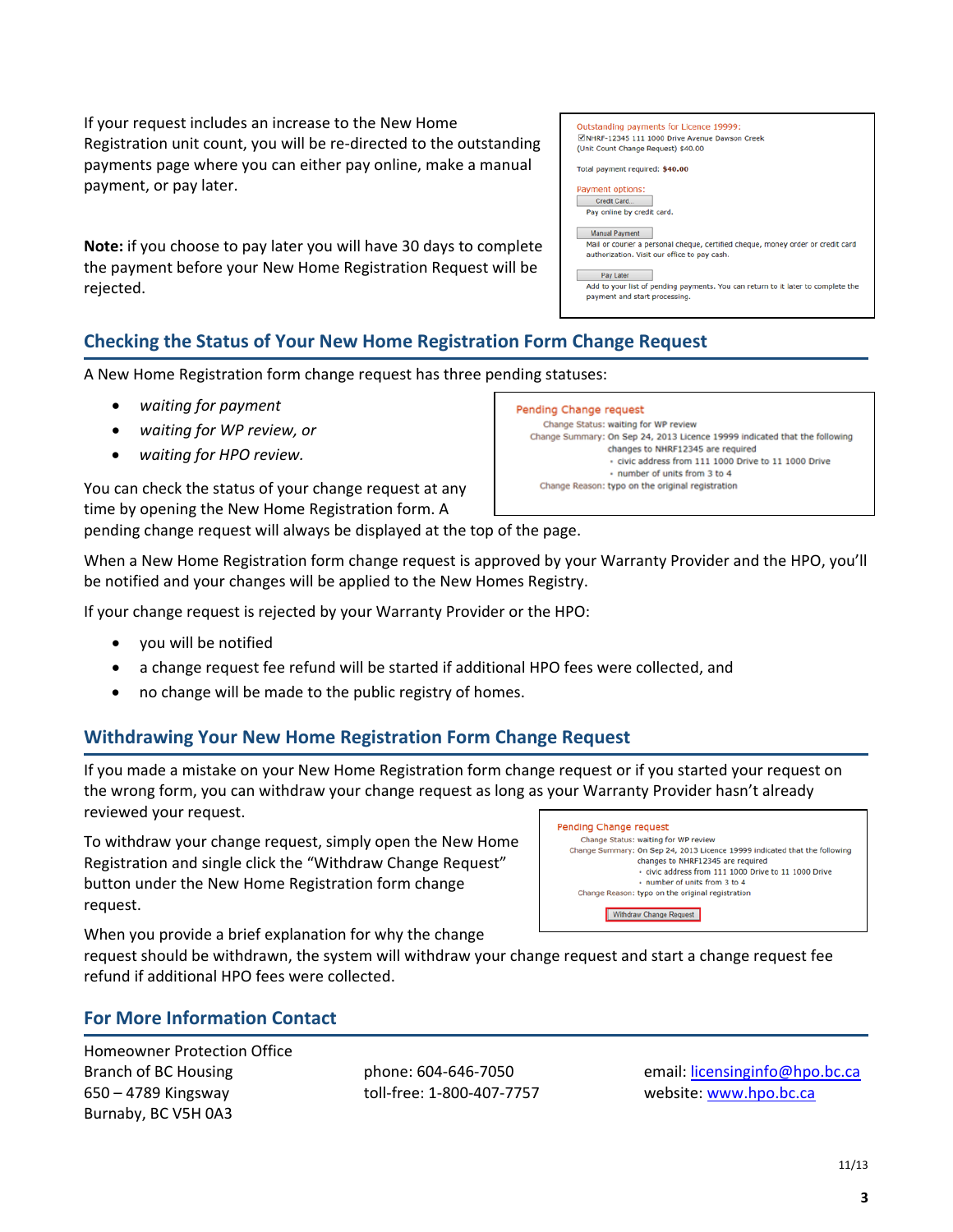If your request includes an increase to the New Home Registration unit count, you will be re-directed to the outstanding payments page where you can either pay online, make a manual payment, or pay later.

**Note:** if you choose to pay later you will have 30 days to complete the payment before your New Home Registration Request will be rejected.

Outstanding payments for Licence 19999:
☑NHRF-12345 111 1000 Drive Avenue Dawson Creek (Unit Count Change Request) $40.00

Total payment required: **$40.00**

Payment options:

Credit Card...
Pay online by credit card.

Manual Payment
Mail or courier a personal cheque, certified cheque, money order or credit card authorization. Visit our office to pay cash.

Pay Later
Add to your list of pending payments. You can return to it later to complete the payment and start processing.

## Checking the Status of Your New Home Registration Form Change Request

A New Home Registration form change request has three pending statuses:

- *waiting for payment*
- *waiting for WP review, or*
- *waiting for HPO review.*

You can check the status of your change request at any time by opening the New Home Registration form. A pending change request will always be displayed at the top of the page.

Pending Change request
Change Status: waiting for WP review
Change Summary: On Sep 24, 2013 Licence 19999 indicated that the following changes to NHRF12345 are required
- civic address from 111 1000 Drive to 11 1000 Drive
- number of units from 3 to 4

Change Reason: typo on the original registration

When a New Home Registration form change request is approved by your Warranty Provider and the HPO, you'll be notified and your changes will be applied to the New Homes Registry.

If your change request is rejected by your Warranty Provider or the HPO:

- you will be notified
- a change request fee refund will be started if additional HPO fees were collected, and
- no change will be made to the public registry of homes.

## Withdrawing Your New Home Registration Form Change Request

If you made a mistake on your New Home Registration form change request or if you started your request on the wrong form, you can withdraw your change request as long as your Warranty Provider hasn't already reviewed your request.

To withdraw your change request, simply open the New Home Registration and single click the "Withdraw Change Request" button under the New Home Registration form change request.

Pending Change request
Change Status: waiting for WP review
Change Summary: On Sep 24, 2013 Licence 19999 indicated that the following changes to NHRF12345 are required
- civic address from 111 1000 Drive to 11 1000 Drive
- number of units from 3 to 4

Change Reason: typo on the original registration

Withdraw Change Request

When you provide a brief explanation for why the change request should be withdrawn, the system will withdraw your change request and start a change request fee refund if additional HPO fees were collected.

## For More Information Contact

Homeowner Protection Office
Branch of BC Housing
650 – 4789 Kingsway
Burnaby, BC V5H 0A3

phone: 604-646-7050
toll-free: 1-800-407-7757

email: licensinginfo@hpo.bc.ca
website: www.hpo.bc.ca

11/13